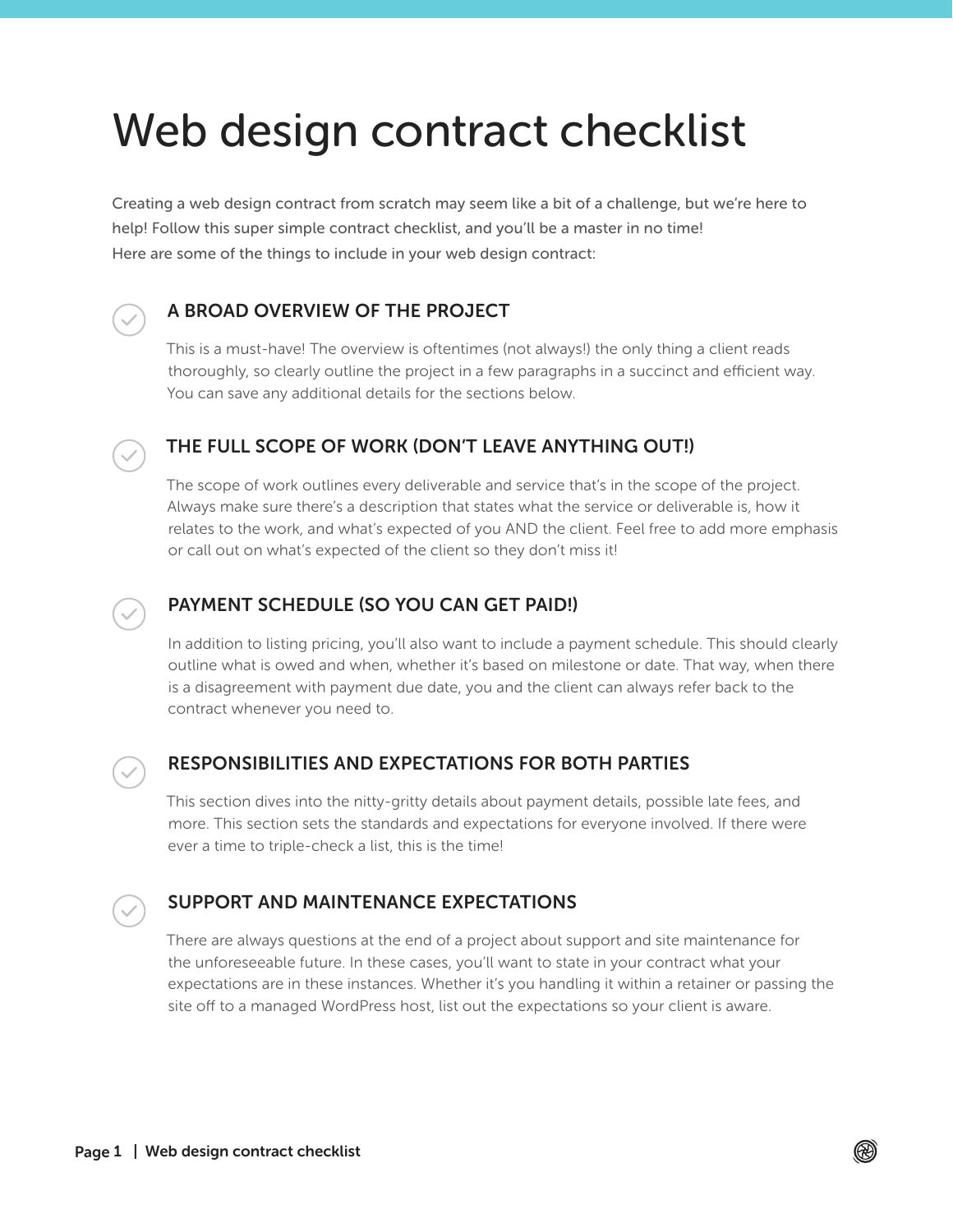# Web design contract checklist

Creating a web design contract from scratch may seem like a bit of a challenge, but we're here to help! Follow this super simple contract checklist, and you'll be a master in no time! Here are some of the things to include in your web design contract:

## A BROAD OVERVIEW OF THE PROJECT

This is a must-have! The overview is oftentimes (not always!) the only thing a client reads thoroughly, so clearly outline the project in a few paragraphs in a succinct and efficient way. You can save any additional details for the sections below.

## THE FULL SCOPE OF WORK (DON'T LEAVE ANYTHING OUT!)

The scope of work outlines every deliverable and service that's in the scope of the project. Always make sure there's a description that states what the service or deliverable is, how it relates to the work, and what's expected of you AND the client. Feel free to add more emphasis or call out on what's expected of the client so they don't miss it!

## PAYMENT SCHEDULE (SO YOU CAN GET PAID!)

In addition to listing pricing, you'll also want to include a payment schedule. This should clearly outline what is owed and when, whether it's based on milestone or date. That way, when there is a disagreement with payment due date, you and the client can always refer back to the contract whenever you need to.

## RESPONSIBILITIES AND EXPECTATIONS FOR BOTH PARTIES

This section dives into the nitty-gritty details about payment details, possible late fees, and more. This section sets the standards and expectations for everyone involved. If there were ever a time to triple-check a list, this is the time!

## SUPPORT AND MAINTENANCE EXPECTATIONS

There are always questions at the end of a project about support and site maintenance for the unforeseeable future. In these cases, you'll want to state in your contract what your expectations are in these instances. Whether it's you handling it within a retainer or passing the site off to a managed WordPress host, list out the expectations so your client is aware.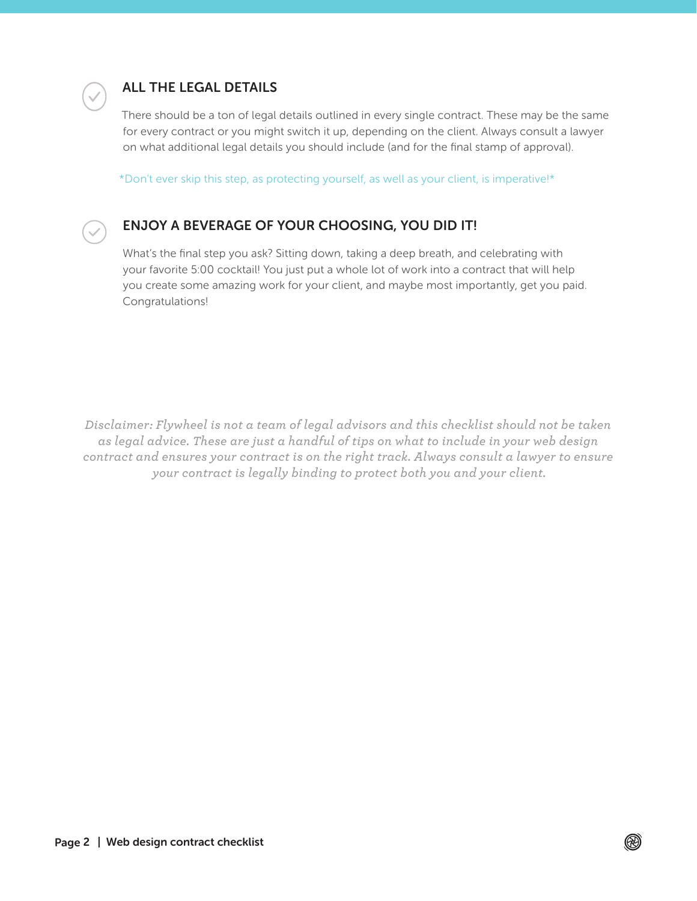## ALL THE LEGAL DETAILS

There should be a ton of legal details outlined in every single contract. These may be the same for every contract or you might switch it up, depending on the client. Always consult a lawyer on what additional legal details you should include (and for the final stamp of approval).

*Don't ever skip this step, as protecting yourself, as well as your client, is imperative!*

## ENJOY A BEVERAGE OF YOUR CHOOSING, YOU DID IT!

What's the final step you ask? Sitting down, taking a deep breath, and celebrating with your favorite 5:00 cocktail! You just put a whole lot of work into a contract that will help you create some amazing work for your client, and maybe most importantly, get you paid. Congratulations!

*Disclaimer: Flywheel is not a team of legal advisors and this checklist should not be taken as legal advice. These are just a handful of tips on what to include in your web design contract and ensures your contract is on the right track. Always consult a lawyer to ensure your contract is legally binding to protect both you and your client.*